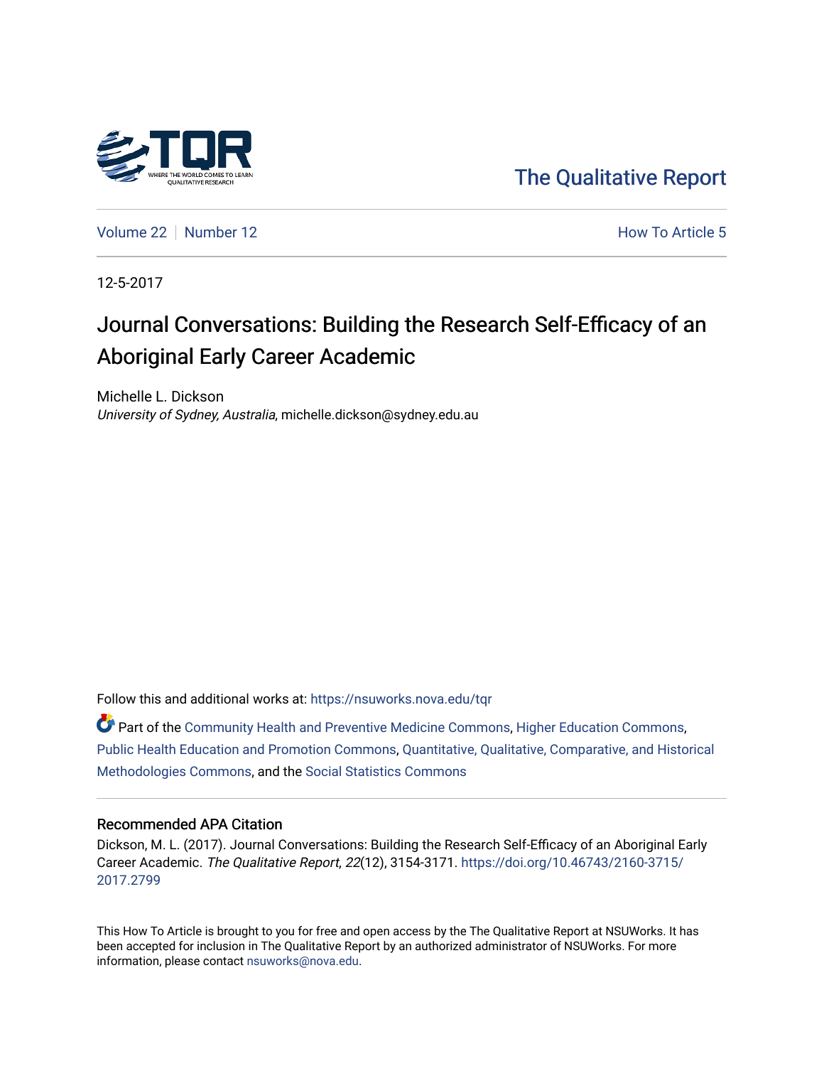The Qualitative Report

Volume 22 | Number 12 | How To Article 5

12-5-2017

# Journal Conversations: Building the Research Self-Efficacy of an Aboriginal Early Career Academic

Michelle L. Dickson
*University of Sydney, Australia*, michelle.dickson@sydney.edu.au

Follow this and additional works at: https://nsuworks.nova.edu/tqr

Part of the Community Health and Preventive Medicine Commons, Higher Education Commons, Public Health Education and Promotion Commons, Quantitative, Qualitative, Comparative, and Historical Methodologies Commons, and the Social Statistics Commons

## Recommended APA Citation

Dickson, M. L. (2017). Journal Conversations: Building the Research Self-Efficacy of an Aboriginal Early Career Academic. *The Qualitative Report*, *22*(12), 3154-3171. https://doi.org/10.46743/2160-3715/2017.2799

This How To Article is brought to you for free and open access by the The Qualitative Report at NSUWorks. It has been accepted for inclusion in The Qualitative Report by an authorized administrator of NSUWorks. For more information, please contact nsuworks@nova.edu.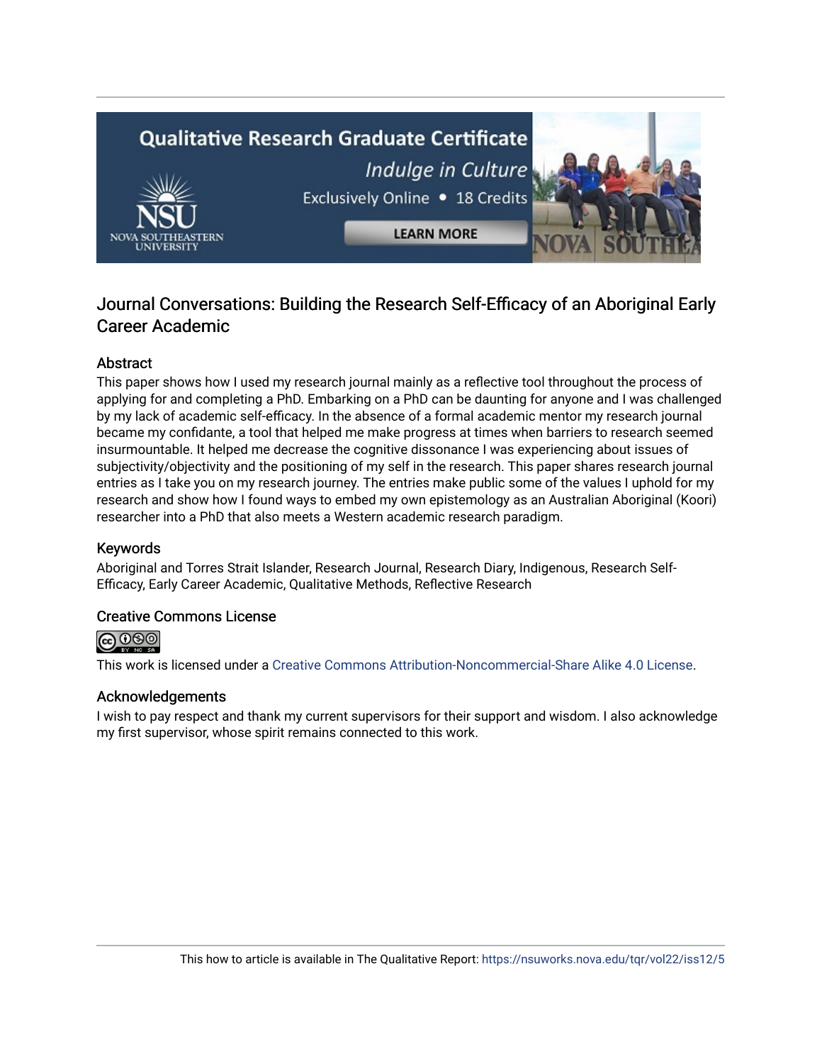# Journal Conversations: Building the Research Self-Efficacy of an Aboriginal Early Career Academic

## Abstract

This paper shows how I used my research journal mainly as a reflective tool throughout the process of applying for and completing a PhD. Embarking on a PhD can be daunting for anyone and I was challenged by my lack of academic self-efficacy. In the absence of a formal academic mentor my research journal became my confidante, a tool that helped me make progress at times when barriers to research seemed insurmountable. It helped me decrease the cognitive dissonance I was experiencing about issues of subjectivity/objectivity and the positioning of my self in the research. This paper shares research journal entries as I take you on my research journey. The entries make public some of the values I uphold for my research and show how I found ways to embed my own epistemology as an Australian Aboriginal (Koori) researcher into a PhD that also meets a Western academic research paradigm.

## Keywords

Aboriginal and Torres Strait Islander, Research Journal, Research Diary, Indigenous, Research Self-Efficacy, Early Career Academic, Qualitative Methods, Reflective Research

## Creative Commons License

This work is licensed under a Creative Commons Attribution-Noncommercial-Share Alike 4.0 License.

## Acknowledgements

I wish to pay respect and thank my current supervisors for their support and wisdom. I also acknowledge my first supervisor, whose spirit remains connected to this work.

This how to article is available in The Qualitative Report: https://nsuworks.nova.edu/tqr/vol22/iss12/5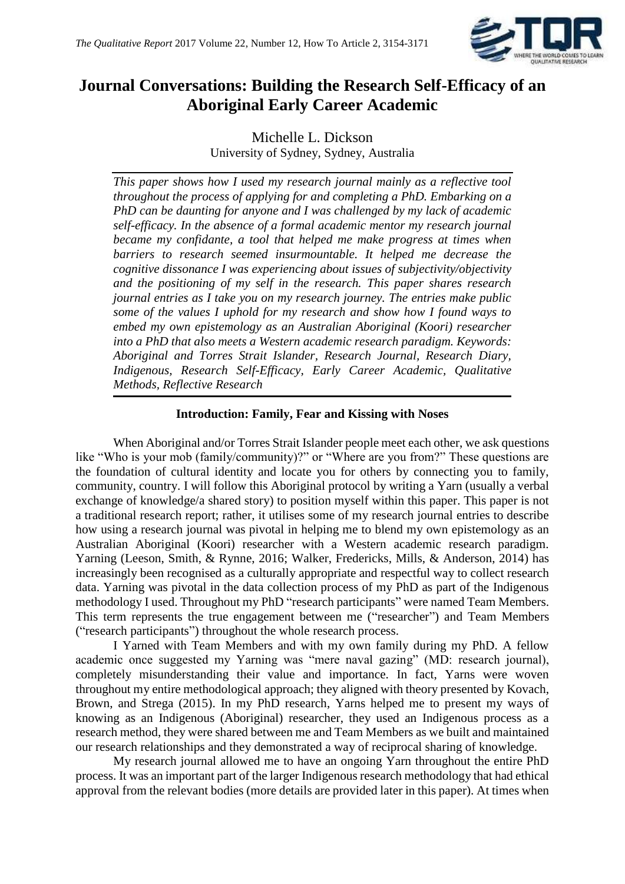# Journal Conversations: Building the Research Self-Efficacy of an Aboriginal Early Career Academic

Michelle L. Dickson
University of Sydney, Sydney, Australia

*This paper shows how I used my research journal mainly as a reflective tool throughout the process of applying for and completing a PhD. Embarking on a PhD can be daunting for anyone and I was challenged by my lack of academic self-efficacy. In the absence of a formal academic mentor my research journal became my confidante, a tool that helped me make progress at times when barriers to research seemed insurmountable. It helped me decrease the cognitive dissonance I was experiencing about issues of subjectivity/objectivity and the positioning of my self in the research. This paper shares research journal entries as I take you on my research journey. The entries make public some of the values I uphold for my research and show how I found ways to embed my own epistemology as an Australian Aboriginal (Koori) researcher into a PhD that also meets a Western academic research paradigm. Keywords: Aboriginal and Torres Strait Islander, Research Journal, Research Diary, Indigenous, Research Self-Efficacy, Early Career Academic, Qualitative Methods, Reflective Research*

## Introduction: Family, Fear and Kissing with Noses

When Aboriginal and/or Torres Strait Islander people meet each other, we ask questions like "Who is your mob (family/community)?" or "Where are you from?" These questions are the foundation of cultural identity and locate you for others by connecting you to family, community, country. I will follow this Aboriginal protocol by writing a Yarn (usually a verbal exchange of knowledge/a shared story) to position myself within this paper. This paper is not a traditional research report; rather, it utilises some of my research journal entries to describe how using a research journal was pivotal in helping me to blend my own epistemology as an Australian Aboriginal (Koori) researcher with a Western academic research paradigm. Yarning (Leeson, Smith, & Rynne, 2016; Walker, Fredericks, Mills, & Anderson, 2014) has increasingly been recognised as a culturally appropriate and respectful way to collect research data. Yarning was pivotal in the data collection process of my PhD as part of the Indigenous methodology I used. Throughout my PhD "research participants" were named Team Members. This term represents the true engagement between me ("researcher") and Team Members ("research participants") throughout the whole research process.

I Yarned with Team Members and with my own family during my PhD. A fellow academic once suggested my Yarning was "mere naval gazing" (MD: research journal), completely misunderstanding their value and importance. In fact, Yarns were woven throughout my entire methodological approach; they aligned with theory presented by Kovach, Brown, and Strega (2015). In my PhD research, Yarns helped me to present my ways of knowing as an Indigenous (Aboriginal) researcher, they used an Indigenous process as a research method, they were shared between me and Team Members as we built and maintained our research relationships and they demonstrated a way of reciprocal sharing of knowledge.

My research journal allowed me to have an ongoing Yarn throughout the entire PhD process. It was an important part of the larger Indigenous research methodology that had ethical approval from the relevant bodies (more details are provided later in this paper). At times when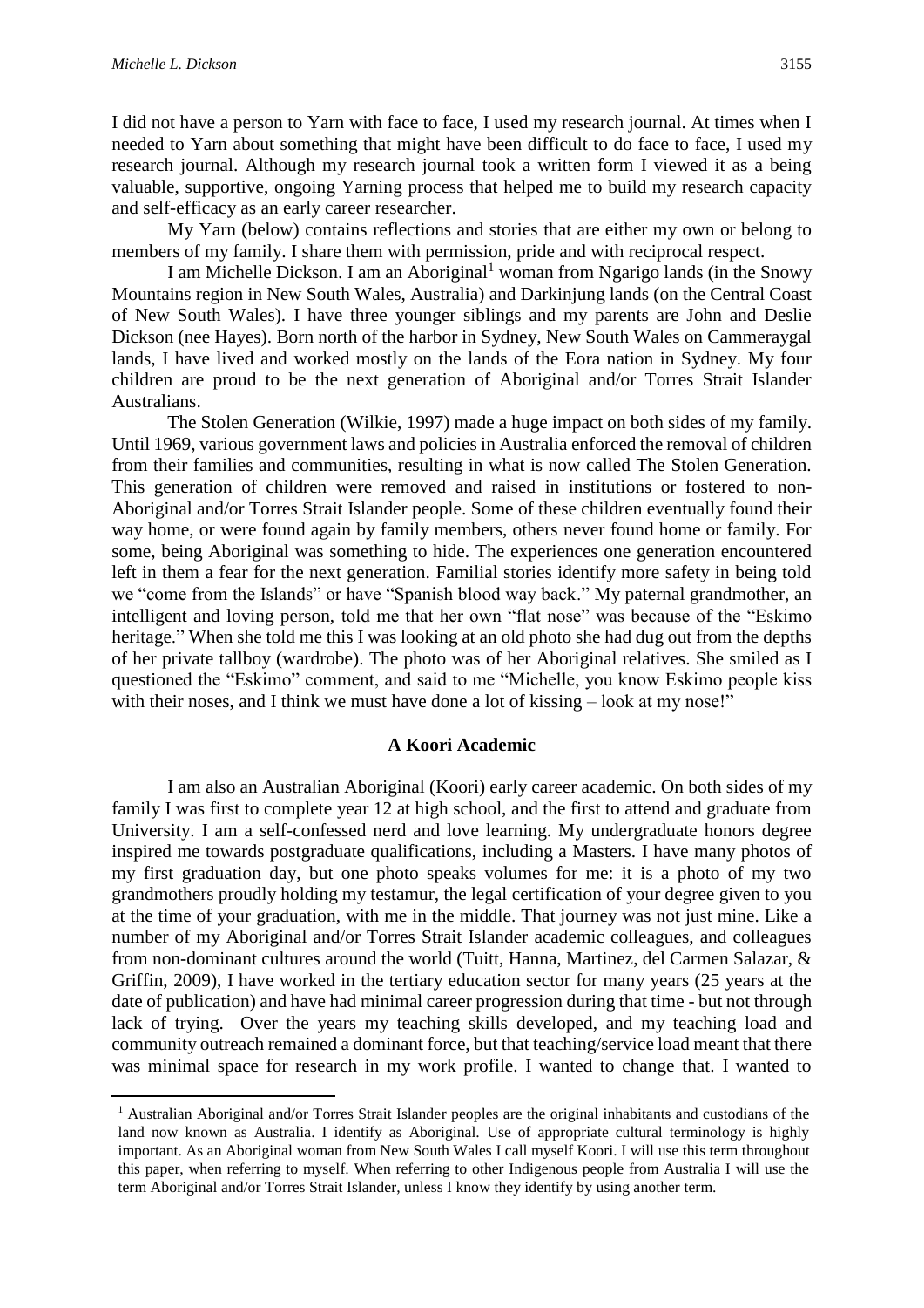I did not have a person to Yarn with face to face, I used my research journal. At times when I needed to Yarn about something that might have been difficult to do face to face, I used my research journal. Although my research journal took a written form I viewed it as a being valuable, supportive, ongoing Yarning process that helped me to build my research capacity and self-efficacy as an early career researcher.

My Yarn (below) contains reflections and stories that are either my own or belong to members of my family. I share them with permission, pride and with reciprocal respect.

I am Michelle Dickson. I am an Aboriginal[1] woman from Ngarigo lands (in the Snowy Mountains region in New South Wales, Australia) and Darkinjung lands (on the Central Coast of New South Wales). I have three younger siblings and my parents are John and Deslie Dickson (nee Hayes). Born north of the harbor in Sydney, New South Wales on Cammeraygal lands, I have lived and worked mostly on the lands of the Eora nation in Sydney. My four children are proud to be the next generation of Aboriginal and/or Torres Strait Islander Australians.

The Stolen Generation (Wilkie, 1997) made a huge impact on both sides of my family. Until 1969, various government laws and policies in Australia enforced the removal of children from their families and communities, resulting in what is now called The Stolen Generation. This generation of children were removed and raised in institutions or fostered to non-Aboriginal and/or Torres Strait Islander people. Some of these children eventually found their way home, or were found again by family members, others never found home or family. For some, being Aboriginal was something to hide. The experiences one generation encountered left in them a fear for the next generation. Familial stories identify more safety in being told we "come from the Islands" or have "Spanish blood way back." My paternal grandmother, an intelligent and loving person, told me that her own "flat nose" was because of the "Eskimo heritage." When she told me this I was looking at an old photo she had dug out from the depths of her private tallboy (wardrobe). The photo was of her Aboriginal relatives. She smiled as I questioned the "Eskimo" comment, and said to me "Michelle, you know Eskimo people kiss with their noses, and I think we must have done a lot of kissing – look at my nose!"

## A Koori Academic

I am also an Australian Aboriginal (Koori) early career academic. On both sides of my family I was first to complete year 12 at high school, and the first to attend and graduate from University. I am a self-confessed nerd and love learning. My undergraduate honors degree inspired me towards postgraduate qualifications, including a Masters. I have many photos of my first graduation day, but one photo speaks volumes for me: it is a photo of my two grandmothers proudly holding my testamur, the legal certification of your degree given to you at the time of your graduation, with me in the middle. That journey was not just mine. Like a number of my Aboriginal and/or Torres Strait Islander academic colleagues, and colleagues from non-dominant cultures around the world (Tuitt, Hanna, Martinez, del Carmen Salazar, & Griffin, 2009), I have worked in the tertiary education sector for many years (25 years at the date of publication) and have had minimal career progression during that time - but not through lack of trying. Over the years my teaching skills developed, and my teaching load and community outreach remained a dominant force, but that teaching/service load meant that there was minimal space for research in my work profile. I wanted to change that. I wanted to

[1] Australian Aboriginal and/or Torres Strait Islander peoples are the original inhabitants and custodians of the land now known as Australia. I identify as Aboriginal. Use of appropriate cultural terminology is highly important. As an Aboriginal woman from New South Wales I call myself Koori. I will use this term throughout this paper, when referring to myself. When referring to other Indigenous people from Australia I will use the term Aboriginal and/or Torres Strait Islander, unless I know they identify by using another term.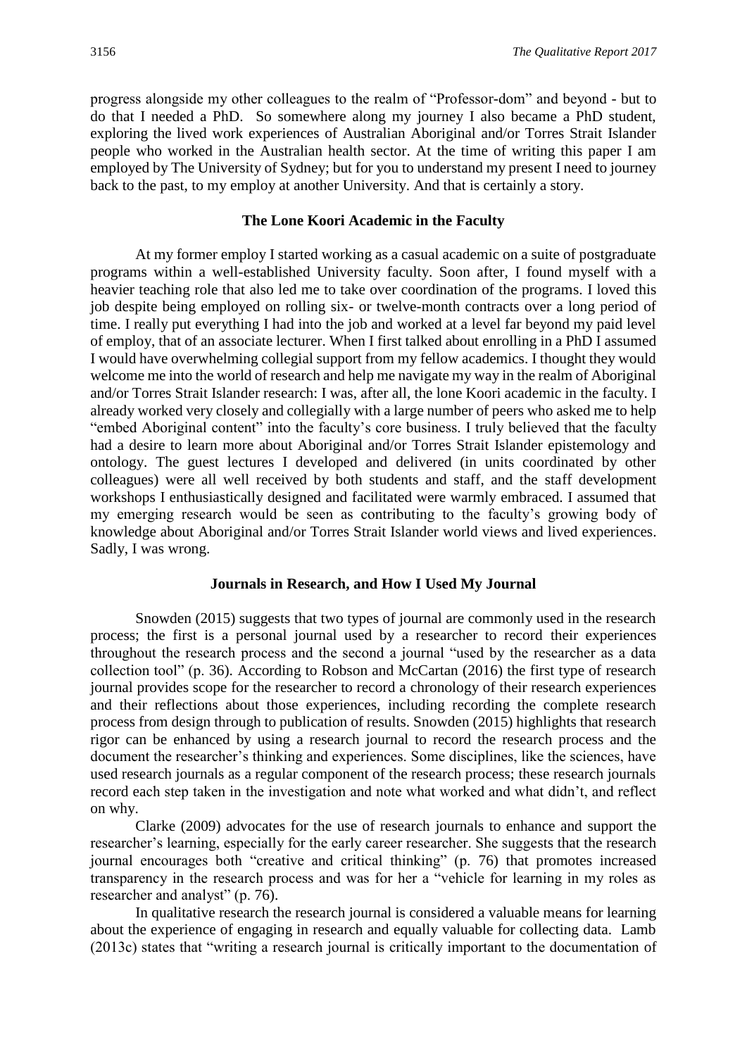progress alongside my other colleagues to the realm of "Professor-dom" and beyond - but to do that I needed a PhD. So somewhere along my journey I also became a PhD student, exploring the lived work experiences of Australian Aboriginal and/or Torres Strait Islander people who worked in the Australian health sector. At the time of writing this paper I am employed by The University of Sydney; but for you to understand my present I need to journey back to the past, to my employ at another University. And that is certainly a story.

## The Lone Koori Academic in the Faculty

At my former employ I started working as a casual academic on a suite of postgraduate programs within a well-established University faculty. Soon after, I found myself with a heavier teaching role that also led me to take over coordination of the programs. I loved this job despite being employed on rolling six- or twelve-month contracts over a long period of time. I really put everything I had into the job and worked at a level far beyond my paid level of employ, that of an associate lecturer. When I first talked about enrolling in a PhD I assumed I would have overwhelming collegial support from my fellow academics. I thought they would welcome me into the world of research and help me navigate my way in the realm of Aboriginal and/or Torres Strait Islander research: I was, after all, the lone Koori academic in the faculty. I already worked very closely and collegially with a large number of peers who asked me to help "embed Aboriginal content" into the faculty's core business. I truly believed that the faculty had a desire to learn more about Aboriginal and/or Torres Strait Islander epistemology and ontology. The guest lectures I developed and delivered (in units coordinated by other colleagues) were all well received by both students and staff, and the staff development workshops I enthusiastically designed and facilitated were warmly embraced. I assumed that my emerging research would be seen as contributing to the faculty's growing body of knowledge about Aboriginal and/or Torres Strait Islander world views and lived experiences. Sadly, I was wrong.

## Journals in Research, and How I Used My Journal

Snowden (2015) suggests that two types of journal are commonly used in the research process; the first is a personal journal used by a researcher to record their experiences throughout the research process and the second a journal "used by the researcher as a data collection tool" (p. 36). According to Robson and McCartan (2016) the first type of research journal provides scope for the researcher to record a chronology of their research experiences and their reflections about those experiences, including recording the complete research process from design through to publication of results. Snowden (2015) highlights that research rigor can be enhanced by using a research journal to record the research process and the document the researcher's thinking and experiences. Some disciplines, like the sciences, have used research journals as a regular component of the research process; these research journals record each step taken in the investigation and note what worked and what didn't, and reflect on why.

Clarke (2009) advocates for the use of research journals to enhance and support the researcher's learning, especially for the early career researcher. She suggests that the research journal encourages both "creative and critical thinking" (p. 76) that promotes increased transparency in the research process and was for her a "vehicle for learning in my roles as researcher and analyst" (p. 76).

In qualitative research the research journal is considered a valuable means for learning about the experience of engaging in research and equally valuable for collecting data. Lamb (2013c) states that "writing a research journal is critically important to the documentation of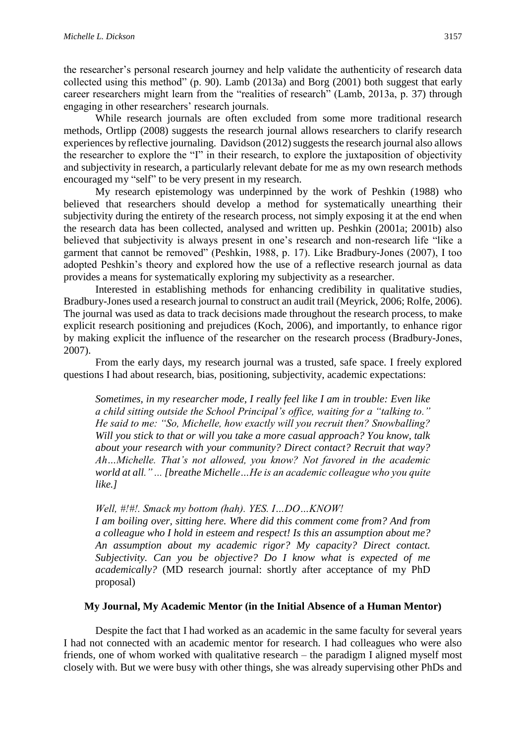the researcher's personal research journey and help validate the authenticity of research data collected using this method" (p. 90). Lamb (2013a) and Borg (2001) both suggest that early career researchers might learn from the "realities of research" (Lamb, 2013a, p. 37) through engaging in other researchers' research journals.

While research journals are often excluded from some more traditional research methods, Ortlipp (2008) suggests the research journal allows researchers to clarify research experiences by reflective journaling. Davidson (2012) suggests the research journal also allows the researcher to explore the "I" in their research, to explore the juxtaposition of objectivity and subjectivity in research, a particularly relevant debate for me as my own research methods encouraged my "self" to be very present in my research.

My research epistemology was underpinned by the work of Peshkin (1988) who believed that researchers should develop a method for systematically unearthing their subjectivity during the entirety of the research process, not simply exposing it at the end when the research data has been collected, analysed and written up. Peshkin (2001a; 2001b) also believed that subjectivity is always present in one's research and non-research life "like a garment that cannot be removed" (Peshkin, 1988, p. 17). Like Bradbury-Jones (2007), I too adopted Peshkin's theory and explored how the use of a reflective research journal as data provides a means for systematically exploring my subjectivity as a researcher.

Interested in establishing methods for enhancing credibility in qualitative studies, Bradbury-Jones used a research journal to construct an audit trail (Meyrick, 2006; Rolfe, 2006). The journal was used as data to track decisions made throughout the research process, to make explicit research positioning and prejudices (Koch, 2006), and importantly, to enhance rigor by making explicit the influence of the researcher on the research process (Bradbury-Jones, 2007).

From the early days, my research journal was a trusted, safe space. I freely explored questions I had about research, bias, positioning, subjectivity, academic expectations:

> *Sometimes, in my researcher mode, I really feel like I am in trouble: Even like a child sitting outside the School Principal's office, waiting for a "talking to." He said to me: "So, Michelle, how exactly will you recruit then? Snowballing? Will you stick to that or will you take a more casual approach? You know, talk about your research with your community? Direct contact? Recruit that way? Ah…Michelle. That's not allowed, you know? Not favored in the academic world at all." … [breathe Michelle…He is an academic colleague who you quite like.]*
>
> *Well, #!#!. Smack my bottom (hah). YES. I…DO…KNOW!*
> *I am boiling over, sitting here. Where did this comment come from? And from a colleague who I hold in esteem and respect! Is this an assumption about me? An assumption about my academic rigor? My capacity? Direct contact. Subjectivity. Can you be objective? Do I know what is expected of me academically?* (MD research journal: shortly after acceptance of my PhD proposal)

### My Journal, My Academic Mentor (in the Initial Absence of a Human Mentor)

Despite the fact that I had worked as an academic in the same faculty for several years I had not connected with an academic mentor for research. I had colleagues who were also friends, one of whom worked with qualitative research – the paradigm I aligned myself most closely with. But we were busy with other things, she was already supervising other PhDs and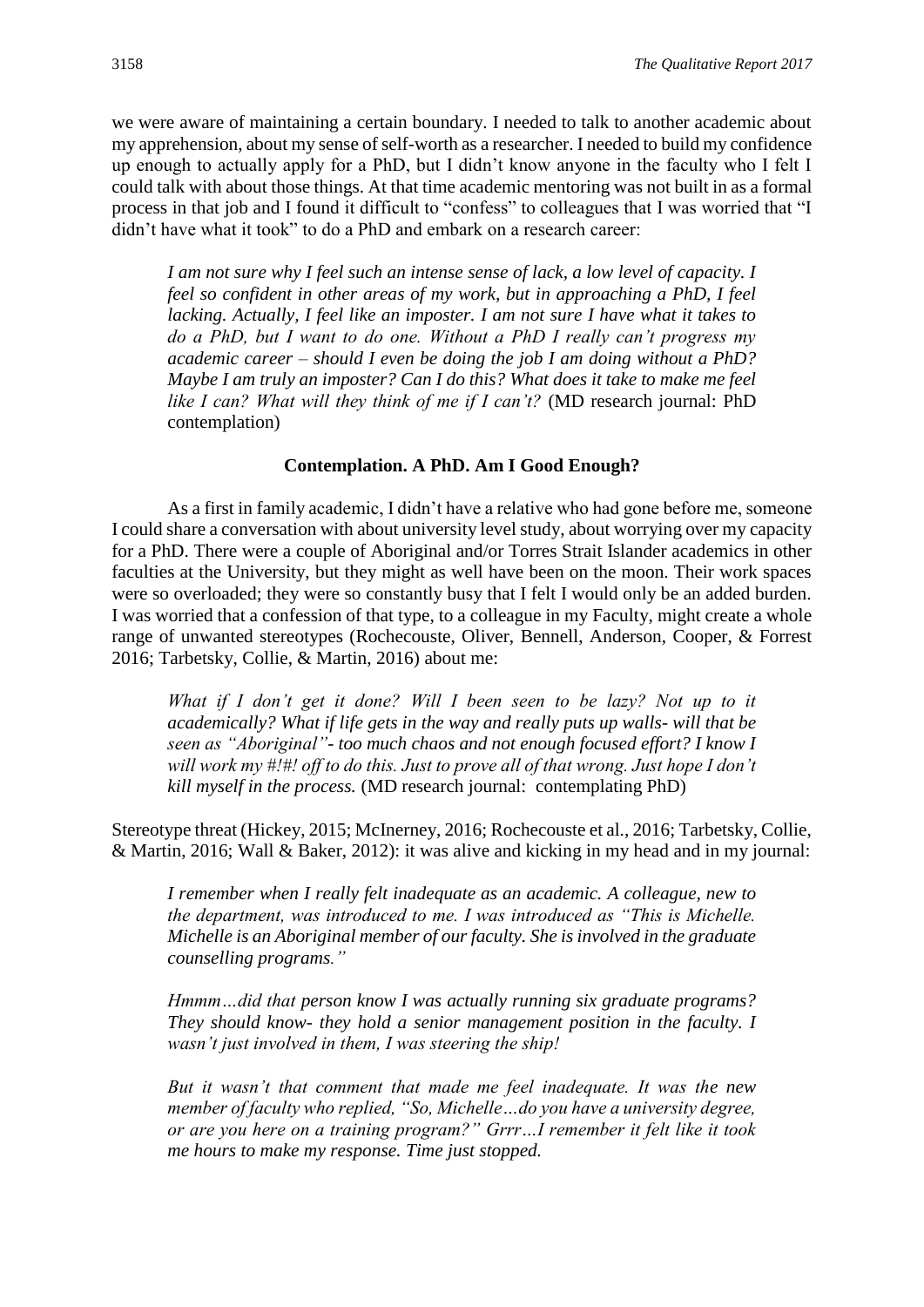we were aware of maintaining a certain boundary. I needed to talk to another academic about my apprehension, about my sense of self-worth as a researcher. I needed to build my confidence up enough to actually apply for a PhD, but I didn't know anyone in the faculty who I felt I could talk with about those things. At that time academic mentoring was not built in as a formal process in that job and I found it difficult to "confess" to colleagues that I was worried that "I didn't have what it took" to do a PhD and embark on a research career:

> *I am not sure why I feel such an intense sense of lack, a low level of capacity. I feel so confident in other areas of my work, but in approaching a PhD, I feel lacking. Actually, I feel like an imposter. I am not sure I have what it takes to do a PhD, but I want to do one. Without a PhD I really can't progress my academic career – should I even be doing the job I am doing without a PhD? Maybe I am truly an imposter? Can I do this? What does it take to make me feel like I can? What will they think of me if I can't?* (MD research journal: PhD contemplation)

## Contemplation. A PhD. Am I Good Enough?

As a first in family academic, I didn't have a relative who had gone before me, someone I could share a conversation with about university level study, about worrying over my capacity for a PhD. There were a couple of Aboriginal and/or Torres Strait Islander academics in other faculties at the University, but they might as well have been on the moon. Their work spaces were so overloaded; they were so constantly busy that I felt I would only be an added burden. I was worried that a confession of that type, to a colleague in my Faculty, might create a whole range of unwanted stereotypes (Rochecouste, Oliver, Bennell, Anderson, Cooper, & Forrest 2016; Tarbetsky, Collie, & Martin, 2016) about me:

> *What if I don't get it done? Will I been seen to be lazy? Not up to it academically? What if life gets in the way and really puts up walls- will that be seen as "Aboriginal"- too much chaos and not enough focused effort? I know I will work my #!#! off to do this. Just to prove all of that wrong. Just hope I don't kill myself in the process.* (MD research journal: contemplating PhD)

Stereotype threat (Hickey, 2015; McInerney, 2016; Rochecouste et al., 2016; Tarbetsky, Collie, & Martin, 2016; Wall & Baker, 2012): it was alive and kicking in my head and in my journal:

> *I remember when I really felt inadequate as an academic. A colleague, new to the department, was introduced to me. I was introduced as "This is Michelle. Michelle is an Aboriginal member of our faculty. She is involved in the graduate counselling programs."*
>
> *Hmmm…did that person know I was actually running six graduate programs? They should know- they hold a senior management position in the faculty. I wasn't just involved in them, I was steering the ship!*
>
> *But it wasn't that comment that made me feel inadequate. It was the new member of faculty who replied, "So, Michelle…do you have a university degree, or are you here on a training program?" Grrr…I remember it felt like it took me hours to make my response. Time just stopped.*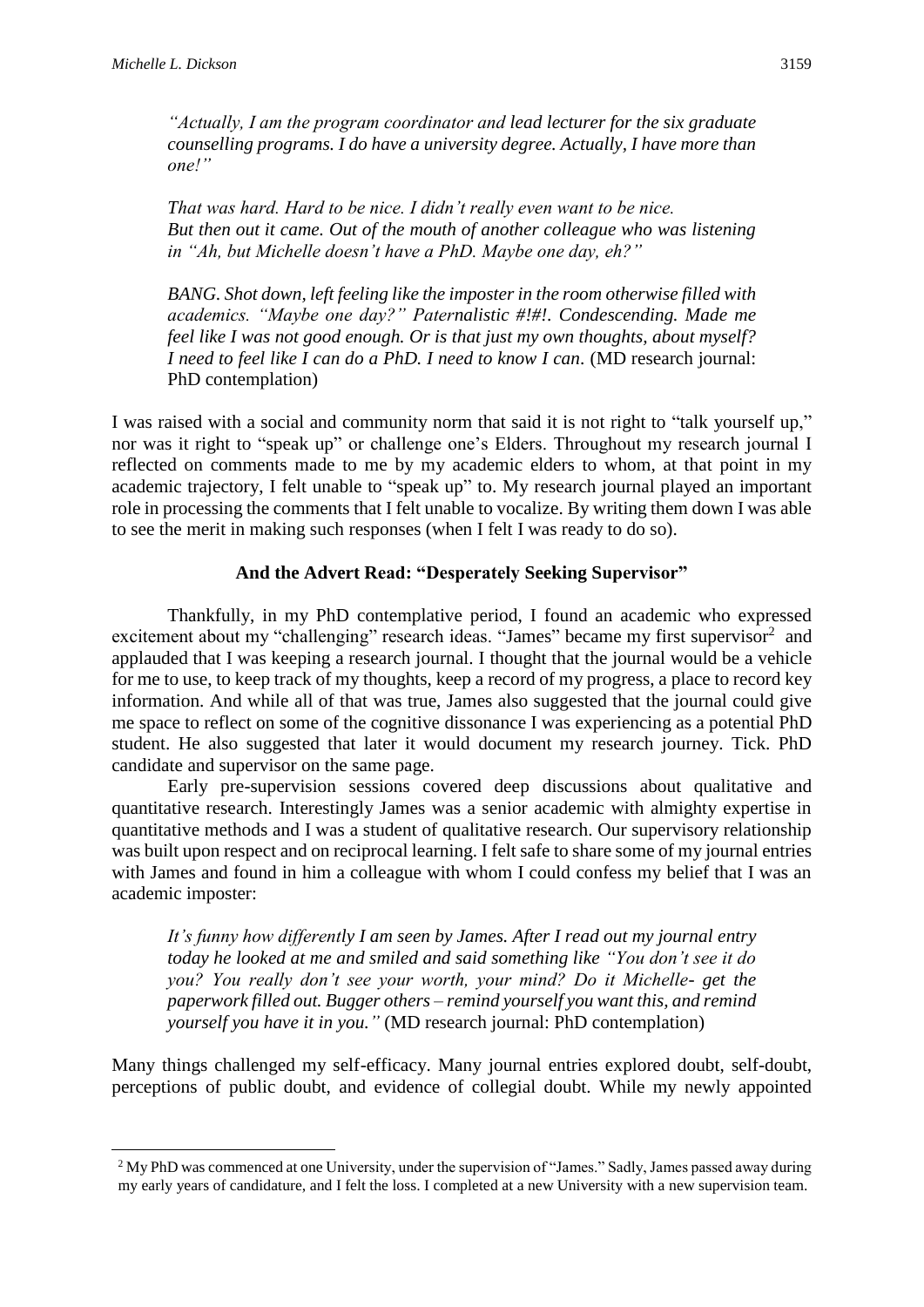*"Actually, I am the program coordinator and lead lecturer for the six graduate counselling programs. I do have a university degree. Actually, I have more than one!"*

*That was hard. Hard to be nice. I didn't really even want to be nice. But then out it came. Out of the mouth of another colleague who was listening in "Ah, but Michelle doesn't have a PhD. Maybe one day, eh?"*

*BANG. Shot down, left feeling like the imposter in the room otherwise filled with academics. "Maybe one day?" Paternalistic #!#!. Condescending. Made me feel like I was not good enough. Or is that just my own thoughts, about myself? I need to feel like I can do a PhD. I need to know I can*. (MD research journal: PhD contemplation)

I was raised with a social and community norm that said it is not right to "talk yourself up," nor was it right to "speak up" or challenge one's Elders. Throughout my research journal I reflected on comments made to me by my academic elders to whom, at that point in my academic trajectory, I felt unable to "speak up" to. My research journal played an important role in processing the comments that I felt unable to vocalize. By writing them down I was able to see the merit in making such responses (when I felt I was ready to do so).

## And the Advert Read: "Desperately Seeking Supervisor"

Thankfully, in my PhD contemplative period, I found an academic who expressed excitement about my "challenging" research ideas. "James" became my first supervisor[2] and applauded that I was keeping a research journal. I thought that the journal would be a vehicle for me to use, to keep track of my thoughts, keep a record of my progress, a place to record key information. And while all of that was true, James also suggested that the journal could give me space to reflect on some of the cognitive dissonance I was experiencing as a potential PhD student. He also suggested that later it would document my research journey. Tick. PhD candidate and supervisor on the same page.

Early pre-supervision sessions covered deep discussions about qualitative and quantitative research. Interestingly James was a senior academic with almighty expertise in quantitative methods and I was a student of qualitative research. Our supervisory relationship was built upon respect and on reciprocal learning. I felt safe to share some of my journal entries with James and found in him a colleague with whom I could confess my belief that I was an academic imposter:

*It's funny how differently I am seen by James. After I read out my journal entry today he looked at me and smiled and said something like "You don't see it do you? You really don't see your worth, your mind? Do it Michelle- get the paperwork filled out. Bugger others – remind yourself you want this, and remind yourself you have it in you."* (MD research journal: PhD contemplation)

Many things challenged my self-efficacy. Many journal entries explored doubt, self-doubt, perceptions of public doubt, and evidence of collegial doubt. While my newly appointed

---

[2] My PhD was commenced at one University, under the supervision of "James." Sadly, James passed away during my early years of candidature, and I felt the loss. I completed at a new University with a new supervision team.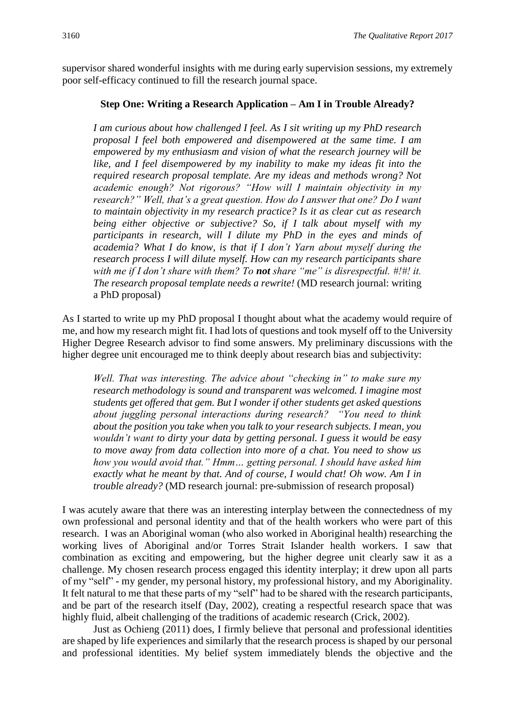supervisor shared wonderful insights with me during early supervision sessions, my extremely poor self-efficacy continued to fill the research journal space.

### Step One: Writing a Research Application – Am I in Trouble Already?

> *I am curious about how challenged I feel. As I sit writing up my PhD research proposal I feel both empowered and disempowered at the same time. I am empowered by my enthusiasm and vision of what the research journey will be like, and I feel disempowered by my inability to make my ideas fit into the required research proposal template. Are my ideas and methods wrong? Not academic enough? Not rigorous? "How will I maintain objectivity in my research?" Well, that's a great question. How do I answer that one? Do I want to maintain objectivity in my research practice? Is it as clear cut as research being either objective or subjective? So, if I talk about myself with my participants in research, will I dilute my PhD in the eyes and minds of academia? What I do know, is that if I don't Yarn about myself during the research process I will dilute myself. How can my research participants share with me if I don't share with them? To* ***not*** *share "me" is disrespectful. #!#! it. The research proposal template needs a rewrite!* (MD research journal: writing a PhD proposal)

As I started to write up my PhD proposal I thought about what the academy would require of me, and how my research might fit. I had lots of questions and took myself off to the University Higher Degree Research advisor to find some answers. My preliminary discussions with the higher degree unit encouraged me to think deeply about research bias and subjectivity:

> *Well. That was interesting. The advice about "checking in" to make sure my research methodology is sound and transparent was welcomed. I imagine most students get offered that gem. But I wonder if other students get asked questions about juggling personal interactions during research? "You need to think about the position you take when you talk to your research subjects. I mean, you wouldn't want to dirty your data by getting personal. I guess it would be easy to move away from data collection into more of a chat. You need to show us how you would avoid that." Hmm… getting personal. I should have asked him exactly what he meant by that. And of course, I would chat! Oh wow. Am I in trouble already?* (MD research journal: pre-submission of research proposal)

I was acutely aware that there was an interesting interplay between the connectedness of my own professional and personal identity and that of the health workers who were part of this research. I was an Aboriginal woman (who also worked in Aboriginal health) researching the working lives of Aboriginal and/or Torres Strait Islander health workers. I saw that combination as exciting and empowering, but the higher degree unit clearly saw it as a challenge. My chosen research process engaged this identity interplay; it drew upon all parts of my "self" - my gender, my personal history, my professional history, and my Aboriginality. It felt natural to me that these parts of my "self" had to be shared with the research participants, and be part of the research itself (Day, 2002), creating a respectful research space that was highly fluid, albeit challenging of the traditions of academic research (Crick, 2002).

Just as Ochieng (2011) does, I firmly believe that personal and professional identities are shaped by life experiences and similarly that the research process is shaped by our personal and professional identities. My belief system immediately blends the objective and the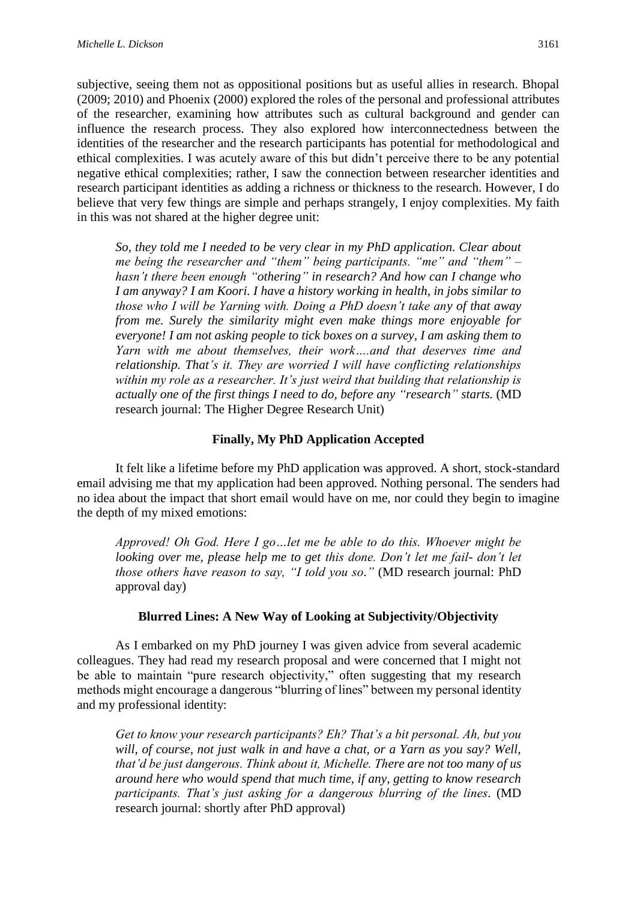subjective, seeing them not as oppositional positions but as useful allies in research. Bhopal (2009; 2010) and Phoenix (2000) explored the roles of the personal and professional attributes of the researcher, examining how attributes such as cultural background and gender can influence the research process. They also explored how interconnectedness between the identities of the researcher and the research participants has potential for methodological and ethical complexities. I was acutely aware of this but didn't perceive there to be any potential negative ethical complexities; rather, I saw the connection between researcher identities and research participant identities as adding a richness or thickness to the research. However, I do believe that very few things are simple and perhaps strangely, I enjoy complexities. My faith in this was not shared at the higher degree unit:

> *So, they told me I needed to be very clear in my PhD application. Clear about me being the researcher and "them" being participants. "me" and "them" – hasn't there been enough "othering" in research? And how can I change who I am anyway? I am Koori. I have a history working in health, in jobs similar to those who I will be Yarning with. Doing a PhD doesn't take any of that away from me. Surely the similarity might even make things more enjoyable for everyone! I am not asking people to tick boxes on a survey, I am asking them to Yarn with me about themselves, their work….and that deserves time and relationship. That's it. They are worried I will have conflicting relationships within my role as a researcher. It's just weird that building that relationship is actually one of the first things I need to do, before any "research" starts.* (MD research journal: The Higher Degree Research Unit)

## Finally, My PhD Application Accepted

It felt like a lifetime before my PhD application was approved. A short, stock-standard email advising me that my application had been approved. Nothing personal. The senders had no idea about the impact that short email would have on me, nor could they begin to imagine the depth of my mixed emotions:

> *Approved! Oh God. Here I go…let me be able to do this. Whoever might be looking over me, please help me to get this done. Don't let me fail- don't let those others have reason to say, "I told you so."* (MD research journal: PhD approval day)

## Blurred Lines: A New Way of Looking at Subjectivity/Objectivity

As I embarked on my PhD journey I was given advice from several academic colleagues. They had read my research proposal and were concerned that I might not be able to maintain "pure research objectivity," often suggesting that my research methods might encourage a dangerous "blurring of lines" between my personal identity and my professional identity:

> *Get to know your research participants? Eh? That's a bit personal. Ah, but you will, of course, not just walk in and have a chat, or a Yarn as you say? Well, that'd be just dangerous. Think about it, Michelle. There are not too many of us around here who would spend that much time, if any, getting to know research participants. That's just asking for a dangerous blurring of the lines.* (MD research journal: shortly after PhD approval)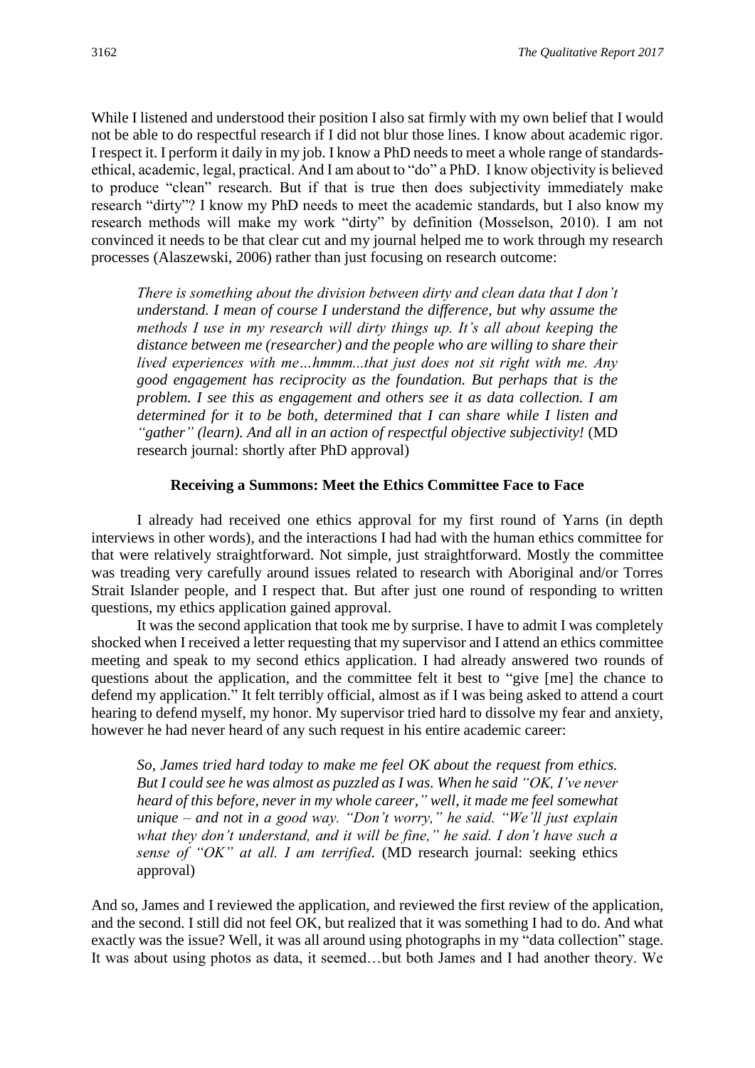While I listened and understood their position I also sat firmly with my own belief that I would not be able to do respectful research if I did not blur those lines. I know about academic rigor. I respect it. I perform it daily in my job. I know a PhD needs to meet a whole range of standards-ethical, academic, legal, practical. And I am about to "do" a PhD. I know objectivity is believed to produce "clean" research. But if that is true then does subjectivity immediately make research "dirty"? I know my PhD needs to meet the academic standards, but I also know my research methods will make my work "dirty" by definition (Mosselson, 2010). I am not convinced it needs to be that clear cut and my journal helped me to work through my research processes (Alaszewski, 2006) rather than just focusing on research outcome:

> *There is something about the division between dirty and clean data that I don't understand. I mean of course I understand the difference, but why assume the methods I use in my research will dirty things up. It's all about keeping the distance between me (researcher) and the people who are willing to share their lived experiences with me…hmmm...that just does not sit right with me. Any good engagement has reciprocity as the foundation. But perhaps that is the problem. I see this as engagement and others see it as data collection. I am determined for it to be both, determined that I can share while I listen and "gather" (learn). And all in an action of respectful objective subjectivity!* (MD research journal: shortly after PhD approval)

### Receiving a Summons: Meet the Ethics Committee Face to Face

I already had received one ethics approval for my first round of Yarns (in depth interviews in other words), and the interactions I had had with the human ethics committee for that were relatively straightforward. Not simple, just straightforward. Mostly the committee was treading very carefully around issues related to research with Aboriginal and/or Torres Strait Islander people, and I respect that. But after just one round of responding to written questions, my ethics application gained approval.

It was the second application that took me by surprise. I have to admit I was completely shocked when I received a letter requesting that my supervisor and I attend an ethics committee meeting and speak to my second ethics application. I had already answered two rounds of questions about the application, and the committee felt it best to "give [me] the chance to defend my application." It felt terribly official, almost as if I was being asked to attend a court hearing to defend myself, my honor. My supervisor tried hard to dissolve my fear and anxiety, however he had never heard of any such request in his entire academic career:

> *So, James tried hard today to make me feel OK about the request from ethics. But I could see he was almost as puzzled as I was. When he said "OK, I've never heard of this before, never in my whole career," well, it made me feel somewhat unique – and not in a good way. "Don't worry," he said. "We'll just explain what they don't understand, and it will be fine," he said. I don't have such a sense of "OK" at all. I am terrified.* (MD research journal: seeking ethics approval)

And so, James and I reviewed the application, and reviewed the first review of the application, and the second. I still did not feel OK, but realized that it was something I had to do. And what exactly was the issue? Well, it was all around using photographs in my "data collection" stage. It was about using photos as data, it seemed…but both James and I had another theory. We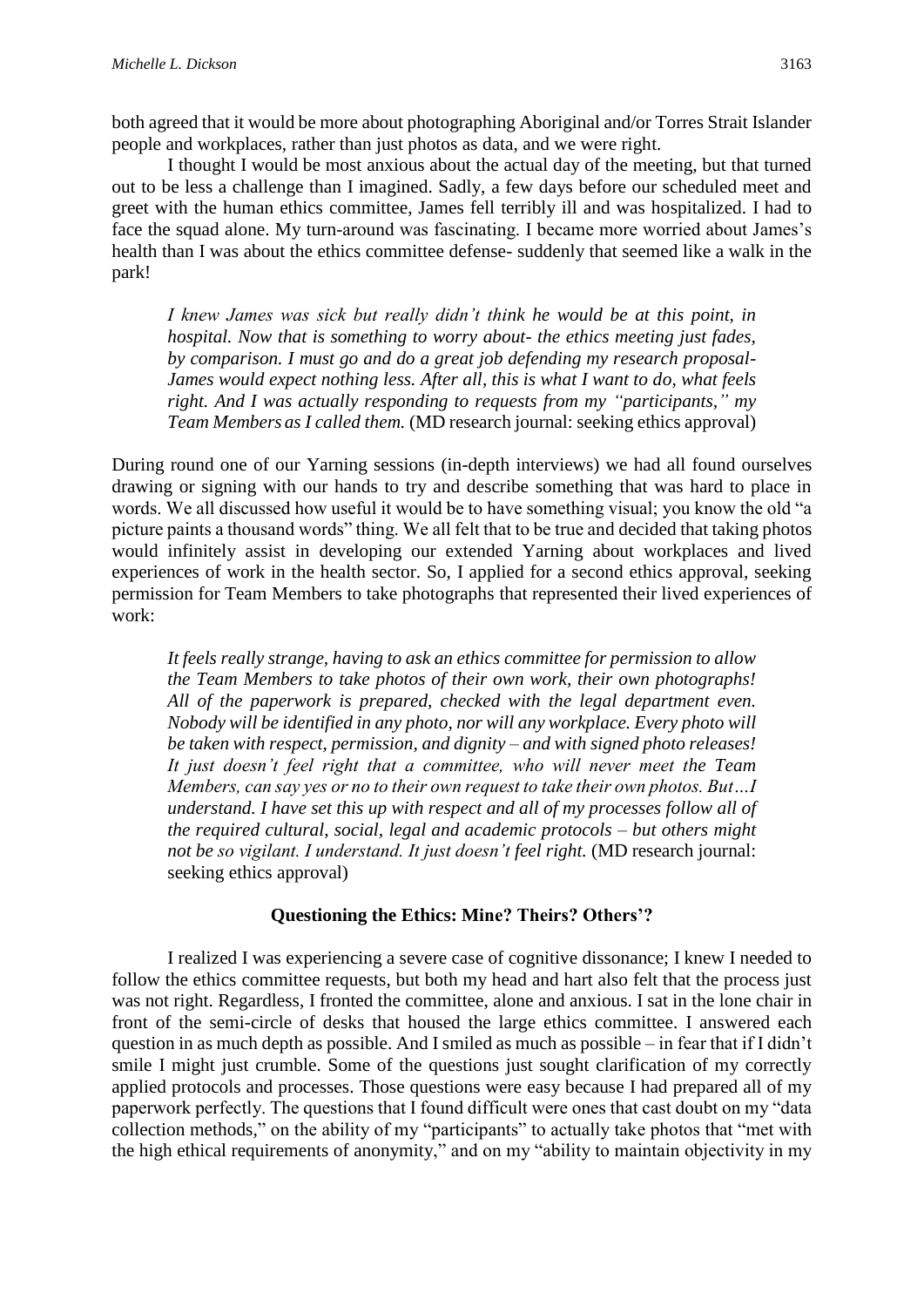both agreed that it would be more about photographing Aboriginal and/or Torres Strait Islander people and workplaces, rather than just photos as data, and we were right.

I thought I would be most anxious about the actual day of the meeting, but that turned out to be less a challenge than I imagined. Sadly, a few days before our scheduled meet and greet with the human ethics committee, James fell terribly ill and was hospitalized. I had to face the squad alone. My turn-around was fascinating. I became more worried about James's health than I was about the ethics committee defense- suddenly that seemed like a walk in the park!

> *I knew James was sick but really didn't think he would be at this point, in hospital. Now that is something to worry about- the ethics meeting just fades, by comparison. I must go and do a great job defending my research proposal- James would expect nothing less. After all, this is what I want to do, what feels right. And I was actually responding to requests from my "participants," my Team Members as I called them.* (MD research journal: seeking ethics approval)

During round one of our Yarning sessions (in-depth interviews) we had all found ourselves drawing or signing with our hands to try and describe something that was hard to place in words. We all discussed how useful it would be to have something visual; you know the old "a picture paints a thousand words" thing. We all felt that to be true and decided that taking photos would infinitely assist in developing our extended Yarning about workplaces and lived experiences of work in the health sector. So, I applied for a second ethics approval, seeking permission for Team Members to take photographs that represented their lived experiences of work:

> *It feels really strange, having to ask an ethics committee for permission to allow the Team Members to take photos of their own work, their own photographs! All of the paperwork is prepared, checked with the legal department even. Nobody will be identified in any photo, nor will any workplace. Every photo will be taken with respect, permission, and dignity – and with signed photo releases! It just doesn't feel right that a committee, who will never meet the Team Members, can say yes or no to their own request to take their own photos. But…I understand. I have set this up with respect and all of my processes follow all of the required cultural, social, legal and academic protocols – but others might not be so vigilant. I understand. It just doesn't feel right.* (MD research journal: seeking ethics approval)

### Questioning the Ethics: Mine? Theirs? Others'?

I realized I was experiencing a severe case of cognitive dissonance; I knew I needed to follow the ethics committee requests, but both my head and hart also felt that the process just was not right. Regardless, I fronted the committee, alone and anxious. I sat in the lone chair in front of the semi-circle of desks that housed the large ethics committee. I answered each question in as much depth as possible. And I smiled as much as possible – in fear that if I didn't smile I might just crumble. Some of the questions just sought clarification of my correctly applied protocols and processes. Those questions were easy because I had prepared all of my paperwork perfectly. The questions that I found difficult were ones that cast doubt on my "data collection methods," on the ability of my "participants" to actually take photos that "met with the high ethical requirements of anonymity," and on my "ability to maintain objectivity in my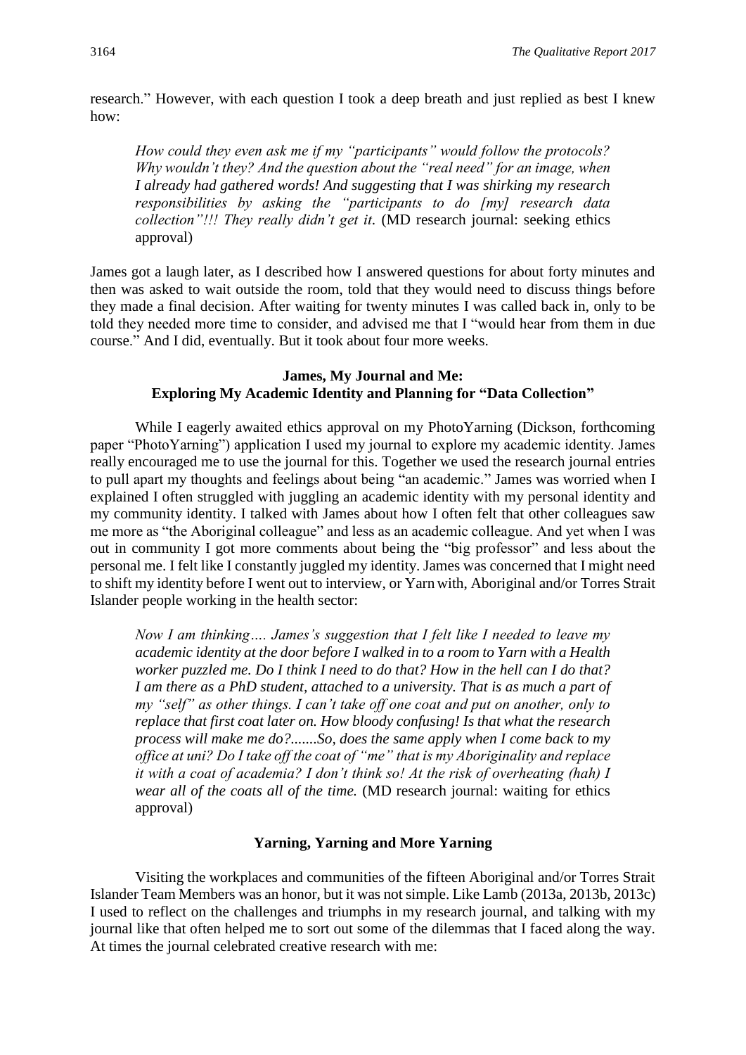research." However, with each question I took a deep breath and just replied as best I knew how:

> *How could they even ask me if my "participants" would follow the protocols? Why wouldn't they? And the question about the "real need" for an image, when I already had gathered words! And suggesting that I was shirking my research responsibilities by asking the "participants to do [my] research data collection"!!! They really didn't get it*. (MD research journal: seeking ethics approval)

James got a laugh later, as I described how I answered questions for about forty minutes and then was asked to wait outside the room, told that they would need to discuss things before they made a final decision. After waiting for twenty minutes I was called back in, only to be told they needed more time to consider, and advised me that I "would hear from them in due course." And I did, eventually. But it took about four more weeks.

### James, My Journal and Me: Exploring My Academic Identity and Planning for "Data Collection"

While I eagerly awaited ethics approval on my PhotoYarning (Dickson, forthcoming paper "PhotoYarning") application I used my journal to explore my academic identity. James really encouraged me to use the journal for this. Together we used the research journal entries to pull apart my thoughts and feelings about being "an academic." James was worried when I explained I often struggled with juggling an academic identity with my personal identity and my community identity. I talked with James about how I often felt that other colleagues saw me more as "the Aboriginal colleague" and less as an academic colleague. And yet when I was out in community I got more comments about being the "big professor" and less about the personal me. I felt like I constantly juggled my identity. James was concerned that I might need to shift my identity before I went out to interview, or Yarn with, Aboriginal and/or Torres Strait Islander people working in the health sector:

> *Now I am thinking…. James's suggestion that I felt like I needed to leave my academic identity at the door before I walked in to a room to Yarn with a Health worker puzzled me. Do I think I need to do that? How in the hell can I do that? I am there as a PhD student, attached to a university. That is as much a part of my "self" as other things. I can't take off one coat and put on another, only to replace that first coat later on. How bloody confusing! Is that what the research process will make me do?.......So, does the same apply when I come back to my office at uni? Do I take off the coat of "me" that is my Aboriginality and replace it with a coat of academia? I don't think so! At the risk of overheating (hah) I wear all of the coats all of the time.* (MD research journal: waiting for ethics approval)

### Yarning, Yarning and More Yarning

Visiting the workplaces and communities of the fifteen Aboriginal and/or Torres Strait Islander Team Members was an honor, but it was not simple. Like Lamb (2013a, 2013b, 2013c) I used to reflect on the challenges and triumphs in my research journal, and talking with my journal like that often helped me to sort out some of the dilemmas that I faced along the way. At times the journal celebrated creative research with me: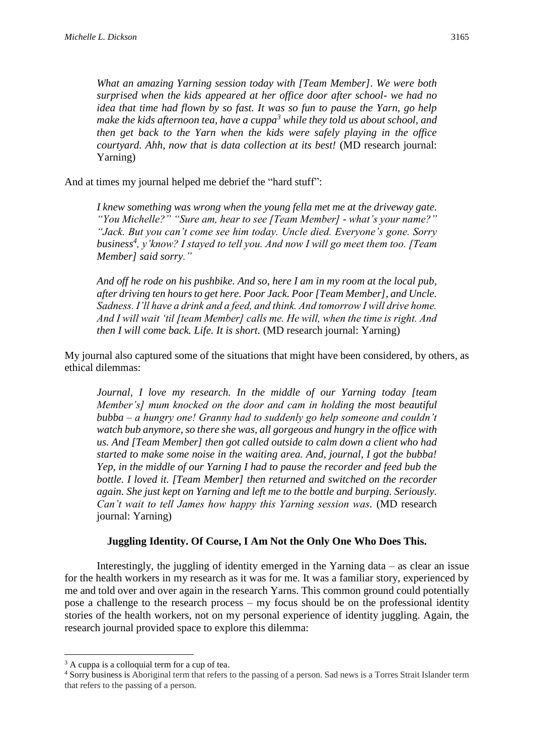> *What an amazing Yarning session today with [Team Member]. We were both surprised when the kids appeared at her office door after school- we had no idea that time had flown by so fast. It was so fun to pause the Yarn, go help make the kids afternoon tea, have a cuppa[3] while they told us about school, and then get back to the Yarn when the kids were safely playing in the office courtyard. Ahh, now that is data collection at its best!* (MD research journal: Yarning)

And at times my journal helped me debrief the "hard stuff":

> *I knew something was wrong when the young fella met me at the driveway gate. "You Michelle?" "Sure am, hear to see [Team Member] - what's your name?" "Jack. But you can't come see him today. Uncle died. Everyone's gone. Sorry business[4], y'know? I stayed to tell you. And now I will go meet them too. [Team Member] said sorry."*
>
> *And off he rode on his pushbike. And so, here I am in my room at the local pub, after driving ten hours to get here. Poor Jack. Poor [Team Member], and Uncle. Sadness. I'll have a drink and a feed, and think. And tomorrow I will drive home. And I will wait 'til [team Member] calls me. He will, when the time is right. And then I will come back. Life. It is short.* (MD research journal: Yarning)

My journal also captured some of the situations that might have been considered, by others, as ethical dilemmas:

> *Journal, I love my research. In the middle of our Yarning today [team Member's] mum knocked on the door and cam in holding the most beautiful bubba – a hungry one! Granny had to suddenly go help someone and couldn't watch bub anymore, so there she was, all gorgeous and hungry in the office with us. And [Team Member] then got called outside to calm down a client who had started to make some noise in the waiting area. And, journal, I got the bubba! Yep, in the middle of our Yarning I had to pause the recorder and feed bub the bottle. I loved it. [Team Member] then returned and switched on the recorder again. She just kept on Yarning and left me to the bottle and burping. Seriously. Can't wait to tell James how happy this Yarning session was.* (MD research journal: Yarning)

**Juggling Identity. Of Course, I Am Not the Only One Who Does This.**

Interestingly, the juggling of identity emerged in the Yarning data – as clear an issue for the health workers in my research as it was for me. It was a familiar story, experienced by me and told over and over again in the research Yarns. This common ground could potentially pose a challenge to the research process – my focus should be on the professional identity stories of the health workers, not on my personal experience of identity juggling. Again, the research journal provided space to explore this dilemma:

---

[3] A cuppa is a colloquial term for a cup of tea.

[4] Sorry business is Aboriginal term that refers to the passing of a person. Sad news is a Torres Strait Islander term that refers to the passing of a person.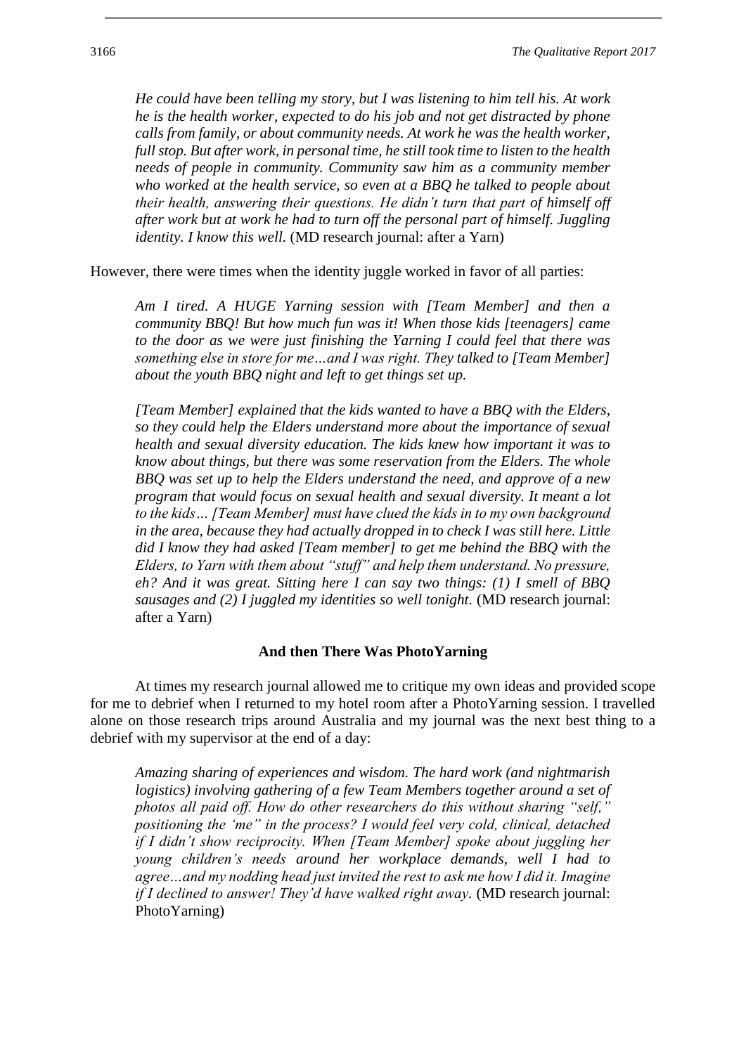> *He could have been telling my story, but I was listening to him tell his. At work he is the health worker, expected to do his job and not get distracted by phone calls from family, or about community needs. At work he was the health worker, full stop. But after work, in personal time, he still took time to listen to the health needs of people in community. Community saw him as a community member who worked at the health service, so even at a BBQ he talked to people about their health, answering their questions. He didn't turn that part of himself off after work but at work he had to turn off the personal part of himself. Juggling identity. I know this well.* (MD research journal: after a Yarn)

However, there were times when the identity juggle worked in favor of all parties:

> *Am I tired. A HUGE Yarning session with [Team Member] and then a community BBQ! But how much fun was it! When those kids [teenagers] came to the door as we were just finishing the Yarning I could feel that there was something else in store for me…and I was right. They talked to [Team Member] about the youth BBQ night and left to get things set up.*
>
> *[Team Member] explained that the kids wanted to have a BBQ with the Elders, so they could help the Elders understand more about the importance of sexual health and sexual diversity education. The kids knew how important it was to know about things, but there was some reservation from the Elders. The whole BBQ was set up to help the Elders understand the need, and approve of a new program that would focus on sexual health and sexual diversity. It meant a lot to the kids… [Team Member] must have clued the kids in to my own background in the area, because they had actually dropped in to check I was still here. Little did I know they had asked [Team member] to get me behind the BBQ with the Elders, to Yarn with them about "stuff" and help them understand. No pressure, eh? And it was great. Sitting here I can say two things: (1) I smell of BBQ sausages and (2) I juggled my identities so well tonight.* (MD research journal: after a Yarn)

### And then There Was PhotoYarning

At times my research journal allowed me to critique my own ideas and provided scope for me to debrief when I returned to my hotel room after a PhotoYarning session. I travelled alone on those research trips around Australia and my journal was the next best thing to a debrief with my supervisor at the end of a day:

> *Amazing sharing of experiences and wisdom. The hard work (and nightmarish logistics) involving gathering of a few Team Members together around a set of photos all paid off. How do other researchers do this without sharing "self," positioning the 'me" in the process? I would feel very cold, clinical, detached if I didn't show reciprocity. When [Team Member] spoke about juggling her young children's needs around her workplace demands, well I had to agree…and my nodding head just invited the rest to ask me how I did it. Imagine if I declined to answer! They'd have walked right away.* (MD research journal: PhotoYarning)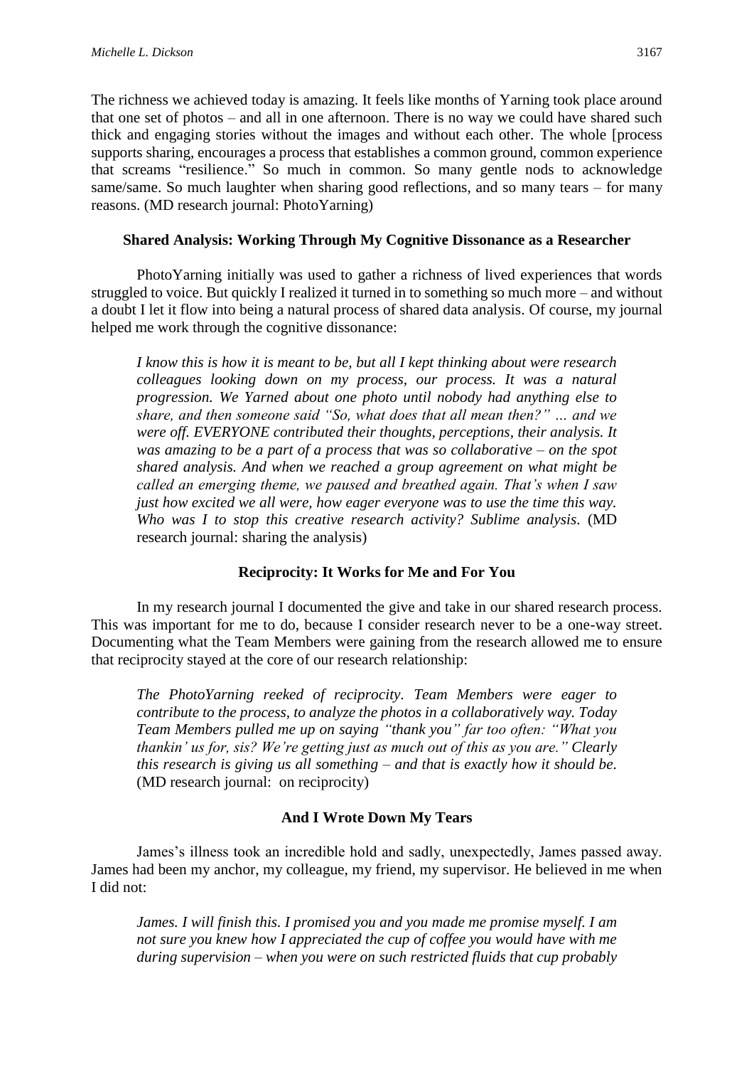The richness we achieved today is amazing. It feels like months of Yarning took place around that one set of photos – and all in one afternoon. There is no way we could have shared such thick and engaging stories without the images and without each other. The whole [process supports sharing, encourages a process that establishes a common ground, common experience that screams "resilience." So much in common. So many gentle nods to acknowledge same/same. So much laughter when sharing good reflections, and so many tears – for many reasons. (MD research journal: PhotoYarning)

### Shared Analysis: Working Through My Cognitive Dissonance as a Researcher

PhotoYarning initially was used to gather a richness of lived experiences that words struggled to voice. But quickly I realized it turned in to something so much more – and without a doubt I let it flow into being a natural process of shared data analysis. Of course, my journal helped me work through the cognitive dissonance:

> *I know this is how it is meant to be, but all I kept thinking about were research colleagues looking down on my process, our process. It was a natural progression. We Yarned about one photo until nobody had anything else to share, and then someone said "So, what does that all mean then?" … and we were off. EVERYONE contributed their thoughts, perceptions, their analysis. It was amazing to be a part of a process that was so collaborative – on the spot shared analysis. And when we reached a group agreement on what might be called an emerging theme, we paused and breathed again. That's when I saw just how excited we all were, how eager everyone was to use the time this way. Who was I to stop this creative research activity? Sublime analysis*. (MD research journal: sharing the analysis)

### Reciprocity: It Works for Me and For You

In my research journal I documented the give and take in our shared research process. This was important for me to do, because I consider research never to be a one-way street. Documenting what the Team Members were gaining from the research allowed me to ensure that reciprocity stayed at the core of our research relationship:

> *The PhotoYarning reeked of reciprocity. Team Members were eager to contribute to the process, to analyze the photos in a collaboratively way. Today Team Members pulled me up on saying "thank you" far too often: "What you thankin' us for, sis? We're getting just as much out of this as you are." Clearly this research is giving us all something – and that is exactly how it should be.* (MD research journal: on reciprocity)

### And I Wrote Down My Tears

James's illness took an incredible hold and sadly, unexpectedly, James passed away. James had been my anchor, my colleague, my friend, my supervisor. He believed in me when I did not:

> *James. I will finish this. I promised you and you made me promise myself. I am not sure you knew how I appreciated the cup of coffee you would have with me during supervision – when you were on such restricted fluids that cup probably*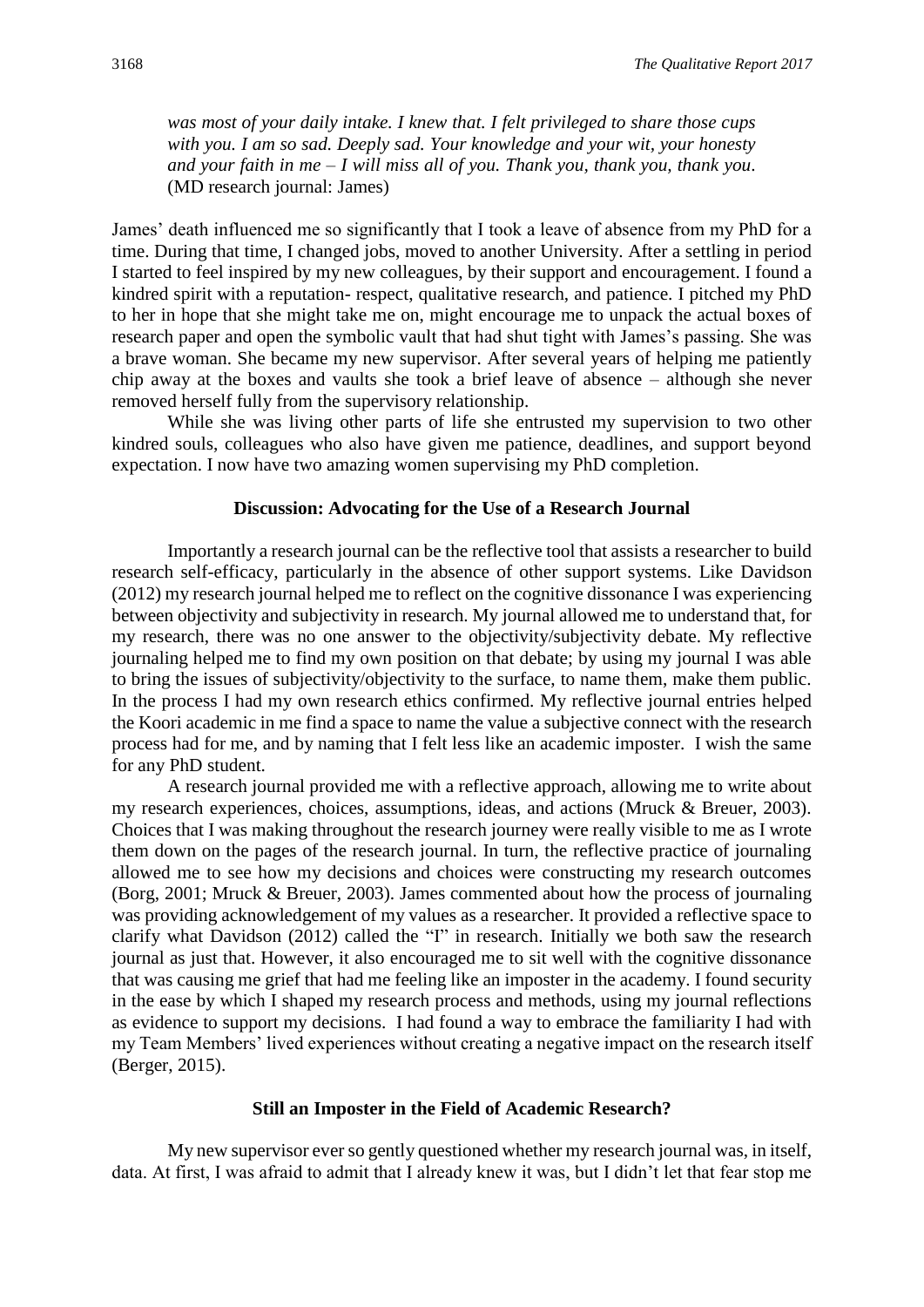*was most of your daily intake. I knew that. I felt privileged to share those cups with you. I am so sad. Deeply sad. Your knowledge and your wit, your honesty and your faith in me – I will miss all of you. Thank you, thank you, thank you*. (MD research journal: James)

James' death influenced me so significantly that I took a leave of absence from my PhD for a time. During that time, I changed jobs, moved to another University. After a settling in period I started to feel inspired by my new colleagues, by their support and encouragement. I found a kindred spirit with a reputation- respect, qualitative research, and patience. I pitched my PhD to her in hope that she might take me on, might encourage me to unpack the actual boxes of research paper and open the symbolic vault that had shut tight with James's passing. She was a brave woman. She became my new supervisor. After several years of helping me patiently chip away at the boxes and vaults she took a brief leave of absence – although she never removed herself fully from the supervisory relationship.

While she was living other parts of life she entrusted my supervision to two other kindred souls, colleagues who also have given me patience, deadlines, and support beyond expectation. I now have two amazing women supervising my PhD completion.

## Discussion: Advocating for the Use of a Research Journal

Importantly a research journal can be the reflective tool that assists a researcher to build research self-efficacy, particularly in the absence of other support systems. Like Davidson (2012) my research journal helped me to reflect on the cognitive dissonance I was experiencing between objectivity and subjectivity in research. My journal allowed me to understand that, for my research, there was no one answer to the objectivity/subjectivity debate. My reflective journaling helped me to find my own position on that debate; by using my journal I was able to bring the issues of subjectivity/objectivity to the surface, to name them, make them public. In the process I had my own research ethics confirmed. My reflective journal entries helped the Koori academic in me find a space to name the value a subjective connect with the research process had for me, and by naming that I felt less like an academic imposter. I wish the same for any PhD student.

A research journal provided me with a reflective approach, allowing me to write about my research experiences, choices, assumptions, ideas, and actions (Mruck & Breuer, 2003). Choices that I was making throughout the research journey were really visible to me as I wrote them down on the pages of the research journal. In turn, the reflective practice of journaling allowed me to see how my decisions and choices were constructing my research outcomes (Borg, 2001; Mruck & Breuer, 2003). James commented about how the process of journaling was providing acknowledgement of my values as a researcher. It provided a reflective space to clarify what Davidson (2012) called the "I" in research. Initially we both saw the research journal as just that. However, it also encouraged me to sit well with the cognitive dissonance that was causing me grief that had me feeling like an imposter in the academy. I found security in the ease by which I shaped my research process and methods, using my journal reflections as evidence to support my decisions. I had found a way to embrace the familiarity I had with my Team Members' lived experiences without creating a negative impact on the research itself (Berger, 2015).

## Still an Imposter in the Field of Academic Research?

My new supervisor ever so gently questioned whether my research journal was, in itself, data. At first, I was afraid to admit that I already knew it was, but I didn't let that fear stop me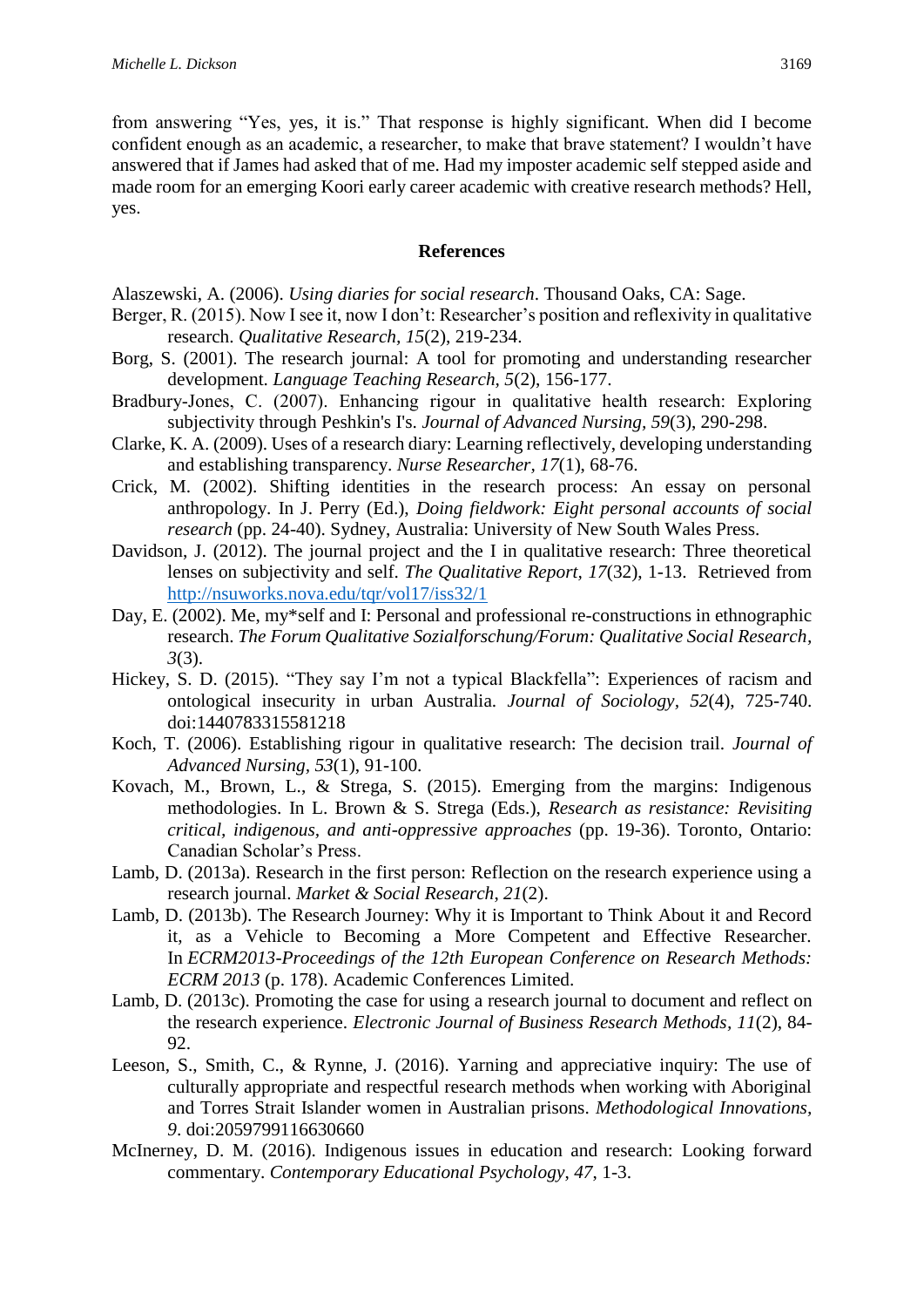from answering "Yes, yes, it is." That response is highly significant. When did I become confident enough as an academic, a researcher, to make that brave statement? I wouldn't have answered that if James had asked that of me. Had my imposter academic self stepped aside and made room for an emerging Koori early career academic with creative research methods? Hell, yes.

## References

Alaszewski, A. (2006). *Using diaries for social research*. Thousand Oaks, CA: Sage.

Berger, R. (2015). Now I see it, now I don't: Researcher's position and reflexivity in qualitative research. *Qualitative Research, 15*(2), 219-234.

Borg, S. (2001). The research journal: A tool for promoting and understanding researcher development. *Language Teaching Research, 5*(2), 156-177.

Bradbury-Jones, C. (2007). Enhancing rigour in qualitative health research: Exploring subjectivity through Peshkin's I's. *Journal of Advanced Nursing, 59*(3), 290-298.

Clarke, K. A. (2009). Uses of a research diary: Learning reflectively, developing understanding and establishing transparency. *Nurse Researcher, 17*(1), 68-76.

Crick, M. (2002). Shifting identities in the research process: An essay on personal anthropology. In J. Perry (Ed.), *Doing fieldwork: Eight personal accounts of social research* (pp. 24-40). Sydney, Australia: University of New South Wales Press.

Davidson, J. (2012). The journal project and the I in qualitative research: Three theoretical lenses on subjectivity and self. *The Qualitative Report, 17*(32), 1-13. Retrieved from http://nsuworks.nova.edu/tqr/vol17/iss32/1

Day, E. (2002). Me, my*self and I: Personal and professional re-constructions in ethnographic research. *The Forum Qualitative Sozialforschung/Forum: Qualitative Social Research, 3*(3).

Hickey, S. D. (2015). "They say I'm not a typical Blackfella": Experiences of racism and ontological insecurity in urban Australia. *Journal of Sociology, 52*(4), 725-740. doi:1440783315581218

Koch, T. (2006). Establishing rigour in qualitative research: The decision trail. *Journal of Advanced Nursing, 53*(1), 91-100.

Kovach, M., Brown, L., & Strega, S. (2015). Emerging from the margins: Indigenous methodologies. In L. Brown & S. Strega (Eds.), *Research as resistance: Revisiting critical, indigenous, and anti-oppressive approaches* (pp. 19-36). Toronto, Ontario: Canadian Scholar's Press.

Lamb, D. (2013a). Research in the first person: Reflection on the research experience using a research journal. *Market & Social Research, 21*(2).

Lamb, D. (2013b). The Research Journey: Why it is Important to Think About it and Record it, as a Vehicle to Becoming a More Competent and Effective Researcher. In *ECRM2013-Proceedings of the 12th European Conference on Research Methods: ECRM 2013* (p. 178). Academic Conferences Limited.

Lamb, D. (2013c). Promoting the case for using a research journal to document and reflect on the research experience. *Electronic Journal of Business Research Methods, 11*(2), 84-92.

Leeson, S., Smith, C., & Rynne, J. (2016). Yarning and appreciative inquiry: The use of culturally appropriate and respectful research methods when working with Aboriginal and Torres Strait Islander women in Australian prisons. *Methodological Innovations, 9*. doi:2059799116630660

McInerney, D. M. (2016). Indigenous issues in education and research: Looking forward commentary. *Contemporary Educational Psychology, 47*, 1-3.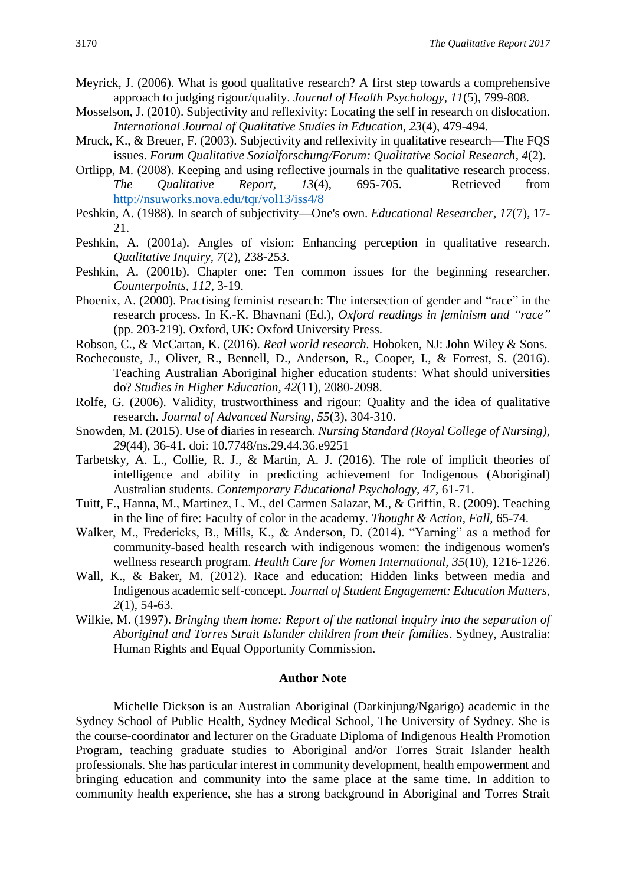Meyrick, J. (2006). What is good qualitative research? A first step towards a comprehensive approach to judging rigour/quality. *Journal of Health Psychology, 11*(5), 799-808.

Mosselson, J. (2010). Subjectivity and reflexivity: Locating the self in research on dislocation. *International Journal of Qualitative Studies in Education, 23*(4), 479-494.

Mruck, K., & Breuer, F. (2003). Subjectivity and reflexivity in qualitative research—The FQS issues. *Forum Qualitative Sozialforschung/Forum: Qualitative Social Research*, *4*(2).

Ortlipp, M. (2008). Keeping and using reflective journals in the qualitative research process. *The Qualitative Report, 13*(4), 695-705. Retrieved from http://nsuworks.nova.edu/tqr/vol13/iss4/8

Peshkin, A. (1988). In search of subjectivity—One's own. *Educational Researcher, 17*(7), 17-21.

Peshkin, A. (2001a). Angles of vision: Enhancing perception in qualitative research. *Qualitative Inquiry, 7*(2), 238-253.

Peshkin, A. (2001b). Chapter one: Ten common issues for the beginning researcher. *Counterpoints*, *112*, 3-19.

Phoenix, A. (2000). Practising feminist research: The intersection of gender and "race" in the research process. In K.-K. Bhavnani (Ed.), *Oxford readings in feminism and "race"* (pp. 203-219). Oxford, UK: Oxford University Press.

Robson, C., & McCartan, K. (2016). *Real world research.* Hoboken, NJ: John Wiley & Sons.

Rochecouste, J., Oliver, R., Bennell, D., Anderson, R., Cooper, I., & Forrest, S. (2016). Teaching Australian Aboriginal higher education students: What should universities do? *Studies in Higher Education*, *42*(11), 2080-2098.

Rolfe, G. (2006). Validity, trustworthiness and rigour: Quality and the idea of qualitative research. *Journal of Advanced Nursing, 55*(3), 304-310.

Snowden, M. (2015). Use of diaries in research. *Nursing Standard (Royal College of Nursing), 29*(44), 36-41. doi: 10.7748/ns.29.44.36.e9251

Tarbetsky, A. L., Collie, R. J., & Martin, A. J. (2016). The role of implicit theories of intelligence and ability in predicting achievement for Indigenous (Aboriginal) Australian students. *Contemporary Educational Psychology*, *47*, 61-71.

Tuitt, F., Hanna, M., Martinez, L. M., del Carmen Salazar, M., & Griffin, R. (2009). Teaching in the line of fire: Faculty of color in the academy. *Thought & Action, Fall,* 65-74.

Walker, M., Fredericks, B., Mills, K., & Anderson, D. (2014). "Yarning" as a method for community-based health research with indigenous women: the indigenous women's wellness research program. *Health Care for Women International, 35*(10), 1216-1226.

Wall, K., & Baker, M. (2012). Race and education: Hidden links between media and Indigenous academic self-concept. *Journal of Student Engagement: Education Matters, 2*(1), 54-63.

Wilkie, M. (1997). *Bringing them home: Report of the national inquiry into the separation of Aboriginal and Torres Strait Islander children from their families*. Sydney, Australia: Human Rights and Equal Opportunity Commission.

## Author Note

Michelle Dickson is an Australian Aboriginal (Darkinjung/Ngarigo) academic in the Sydney School of Public Health, Sydney Medical School, The University of Sydney. She is the course-coordinator and lecturer on the Graduate Diploma of Indigenous Health Promotion Program, teaching graduate studies to Aboriginal and/or Torres Strait Islander health professionals. She has particular interest in community development, health empowerment and bringing education and community into the same place at the same time. In addition to community health experience, she has a strong background in Aboriginal and Torres Strait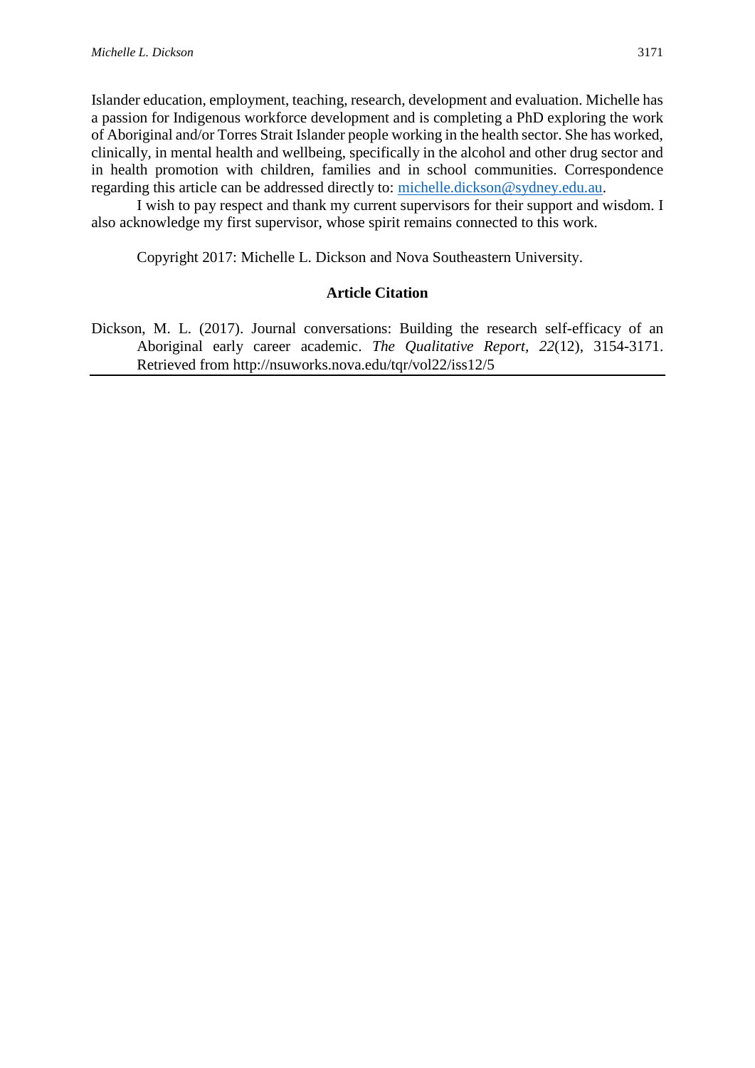Islander education, employment, teaching, research, development and evaluation. Michelle has a passion for Indigenous workforce development and is completing a PhD exploring the work of Aboriginal and/or Torres Strait Islander people working in the health sector. She has worked, clinically, in mental health and wellbeing, specifically in the alcohol and other drug sector and in health promotion with children, families and in school communities. Correspondence regarding this article can be addressed directly to: michelle.dickson@sydney.edu.au.

I wish to pay respect and thank my current supervisors for their support and wisdom. I also acknowledge my first supervisor, whose spirit remains connected to this work.

Copyright 2017: Michelle L. Dickson and Nova Southeastern University.

**Article Citation**

Dickson, M. L. (2017). Journal conversations: Building the research self-efficacy of an Aboriginal early career academic. *The Qualitative Report*, *22*(12), 3154-3171. Retrieved from http://nsuworks.nova.edu/tqr/vol22/iss12/5